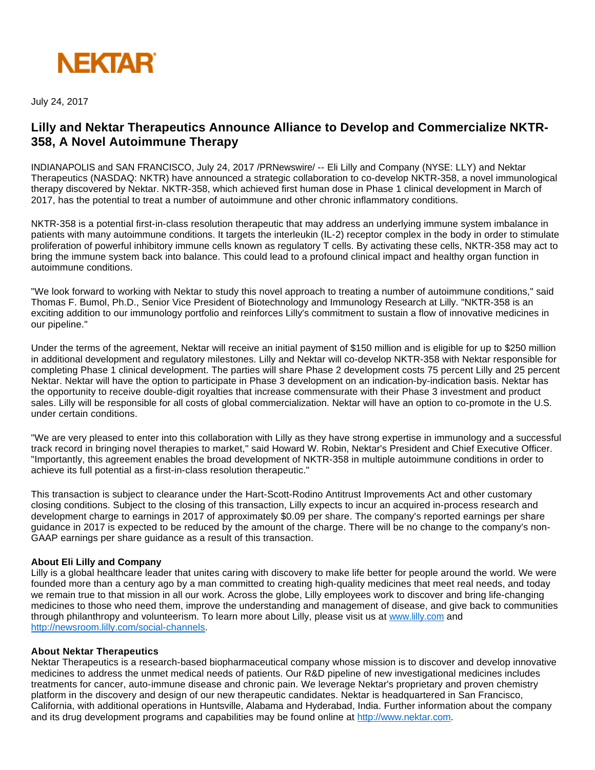NEKTAR

July 24, 2017

# Lilly and Nektar Therapeutics Announce Alliance to Develop and Commercialize NKTR-358, A Novel Autoimmune Therapy

INDIANAPOLIS and SAN FRANCISCO, July 24, 2017 /PRNewswire/ -- Eli Lilly and Company (NYSE: LLY) and Nektar Therapeutics (NASDAQ: NKTR) have announced a strategic collaboration to co-develop NKTR-358, a novel immunological therapy discovered by Nektar. NKTR-358, which achieved first human dose in Phase 1 clinical development in March of 2017, has the potential to treat a number of autoimmune and other chronic inflammatory conditions.

NKTR-358 is a potential first-in-class resolution therapeutic that may address an underlying immune system imbalance in patients with many autoimmune conditions. It targets the interleukin (IL-2) receptor complex in the body in order to stimulate proliferation of powerful inhibitory immune cells known as regulatory T cells. By activating these cells, NKTR-358 may act to bring the immune system back into balance. This could lead to a profound clinical impact and healthy organ function in autoimmune conditions.

"We look forward to working with Nektar to study this novel approach to treating a number of autoimmune conditions," said Thomas F. Bumol, Ph.D., Senior Vice President of Biotechnology and Immunology Research at Lilly. "NKTR-358 is an exciting addition to our immunology portfolio and reinforces Lilly's commitment to sustain a flow of innovative medicines in our pipeline."

Under the terms of the agreement, Nektar will receive an initial payment of $150 million and is eligible for up to $250 million in additional development and regulatory milestones. Lilly and Nektar will co-develop NKTR-358 with Nektar responsible for completing Phase 1 clinical development. The parties will share Phase 2 development costs 75 percent Lilly and 25 percent Nektar. Nektar will have the option to participate in Phase 3 development on an indication-by-indication basis. Nektar has the opportunity to receive double-digit royalties that increase commensurate with their Phase 3 investment and product sales. Lilly will be responsible for all costs of global commercialization. Nektar will have an option to co-promote in the U.S. under certain conditions.

"We are very pleased to enter into this collaboration with Lilly as they have strong expertise in immunology and a successful track record in bringing novel therapies to market," said Howard W. Robin, Nektar's President and Chief Executive Officer. "Importantly, this agreement enables the broad development of NKTR-358 in multiple autoimmune conditions in order to achieve its full potential as a first-in-class resolution therapeutic."

This transaction is subject to clearance under the Hart-Scott-Rodino Antitrust Improvements Act and other customary closing conditions. Subject to the closing of this transaction, Lilly expects to incur an acquired in-process research and development charge to earnings in 2017 of approximately $0.09 per share. The company's reported earnings per share guidance in 2017 is expected to be reduced by the amount of the charge. There will be no change to the company's non-GAAP earnings per share guidance as a result of this transaction.

**About Eli Lilly and Company**
Lilly is a global healthcare leader that unites caring with discovery to make life better for people around the world. We were founded more than a century ago by a man committed to creating high-quality medicines that meet real needs, and today we remain true to that mission in all our work. Across the globe, Lilly employees work to discover and bring life-changing medicines to those who need them, improve the understanding and management of disease, and give back to communities through philanthropy and volunteerism. To learn more about Lilly, please visit us at www.lilly.com and http://newsroom.lilly.com/social-channels.

**About Nektar Therapeutics**
Nektar Therapeutics is a research-based biopharmaceutical company whose mission is to discover and develop innovative medicines to address the unmet medical needs of patients. Our R&D pipeline of new investigational medicines includes treatments for cancer, auto-immune disease and chronic pain. We leverage Nektar's proprietary and proven chemistry platform in the discovery and design of our new therapeutic candidates. Nektar is headquartered in San Francisco, California, with additional operations in Huntsville, Alabama and Hyderabad, India. Further information about the company and its drug development programs and capabilities may be found online at http://www.nektar.com.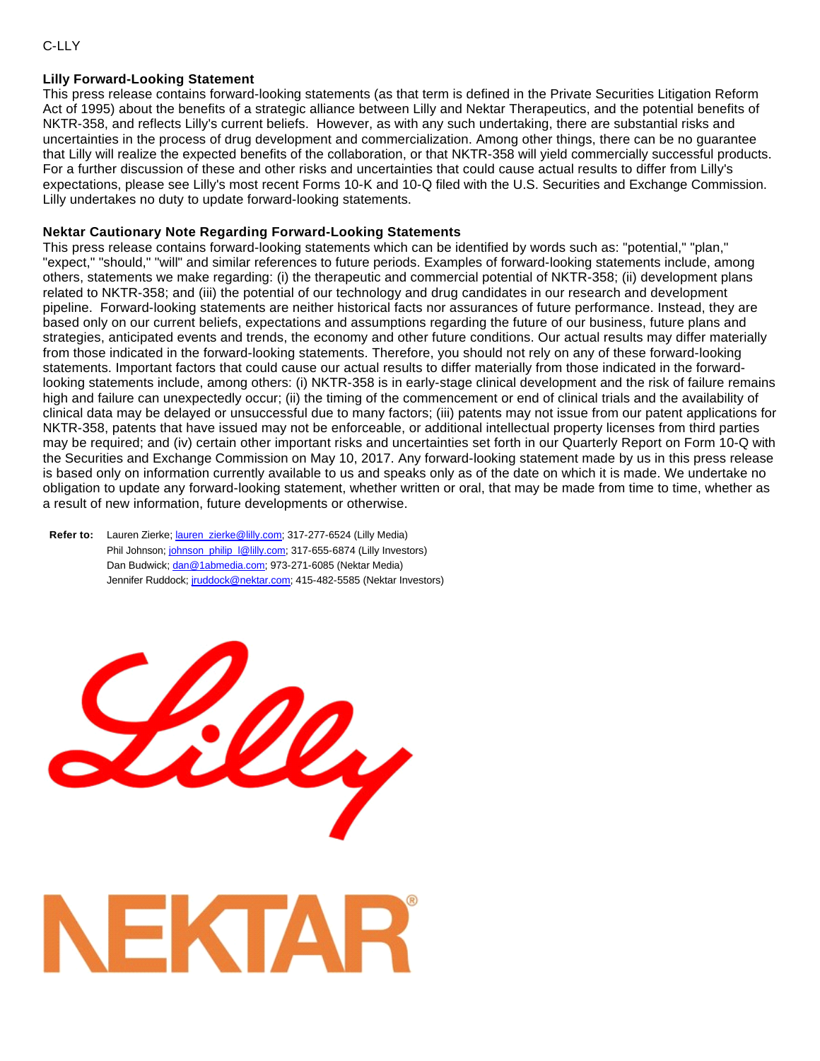C-LLY

**Lilly Forward-Looking Statement**

This press release contains forward-looking statements (as that term is defined in the Private Securities Litigation Reform Act of 1995) about the benefits of a strategic alliance between Lilly and Nektar Therapeutics, and the potential benefits of NKTR-358, and reflects Lilly's current beliefs. However, as with any such undertaking, there are substantial risks and uncertainties in the process of drug development and commercialization. Among other things, there can be no guarantee that Lilly will realize the expected benefits of the collaboration, or that NKTR-358 will yield commercially successful products. For a further discussion of these and other risks and uncertainties that could cause actual results to differ from Lilly's expectations, please see Lilly's most recent Forms 10-K and 10-Q filed with the U.S. Securities and Exchange Commission. Lilly undertakes no duty to update forward-looking statements.

**Nektar Cautionary Note Regarding Forward-Looking Statements**

This press release contains forward-looking statements which can be identified by words such as: "potential," "plan," "expect," "should," "will" and similar references to future periods. Examples of forward-looking statements include, among others, statements we make regarding: (i) the therapeutic and commercial potential of NKTR-358; (ii) development plans related to NKTR-358; and (iii) the potential of our technology and drug candidates in our research and development pipeline. Forward-looking statements are neither historical facts nor assurances of future performance. Instead, they are based only on our current beliefs, expectations and assumptions regarding the future of our business, future plans and strategies, anticipated events and trends, the economy and other future conditions. Our actual results may differ materially from those indicated in the forward-looking statements. Therefore, you should not rely on any of these forward-looking statements. Important factors that could cause our actual results to differ materially from those indicated in the forward-looking statements include, among others: (i) NKTR-358 is in early-stage clinical development and the risk of failure remains high and failure can unexpectedly occur; (ii) the timing of the commencement or end of clinical trials and the availability of clinical data may be delayed or unsuccessful due to many factors; (iii) patents may not issue from our patent applications for NKTR-358, patents that have issued may not be enforceable, or additional intellectual property licenses from third parties may be required; and (iv) certain other important risks and uncertainties set forth in our Quarterly Report on Form 10-Q with the Securities and Exchange Commission on May 10, 2017. Any forward-looking statement made by us in this press release is based only on information currently available to us and speaks only as of the date on which it is made. We undertake no obligation to update any forward-looking statement, whether written or oral, that may be made from time to time, whether as a result of new information, future developments or otherwise.

**Refer to:** Lauren Zierke; lauren_zierke@lilly.com; 317-277-6524 (Lilly Media)
Phil Johnson; johnson_philip_l@lilly.com; 317-655-6874 (Lilly Investors)
Dan Budwick; dan@1abmedia.com; 973-271-6085 (Nektar Media)
Jennifer Ruddock; jruddock@nektar.com; 415-482-5585 (Nektar Investors)

Lilly

NEKTAR®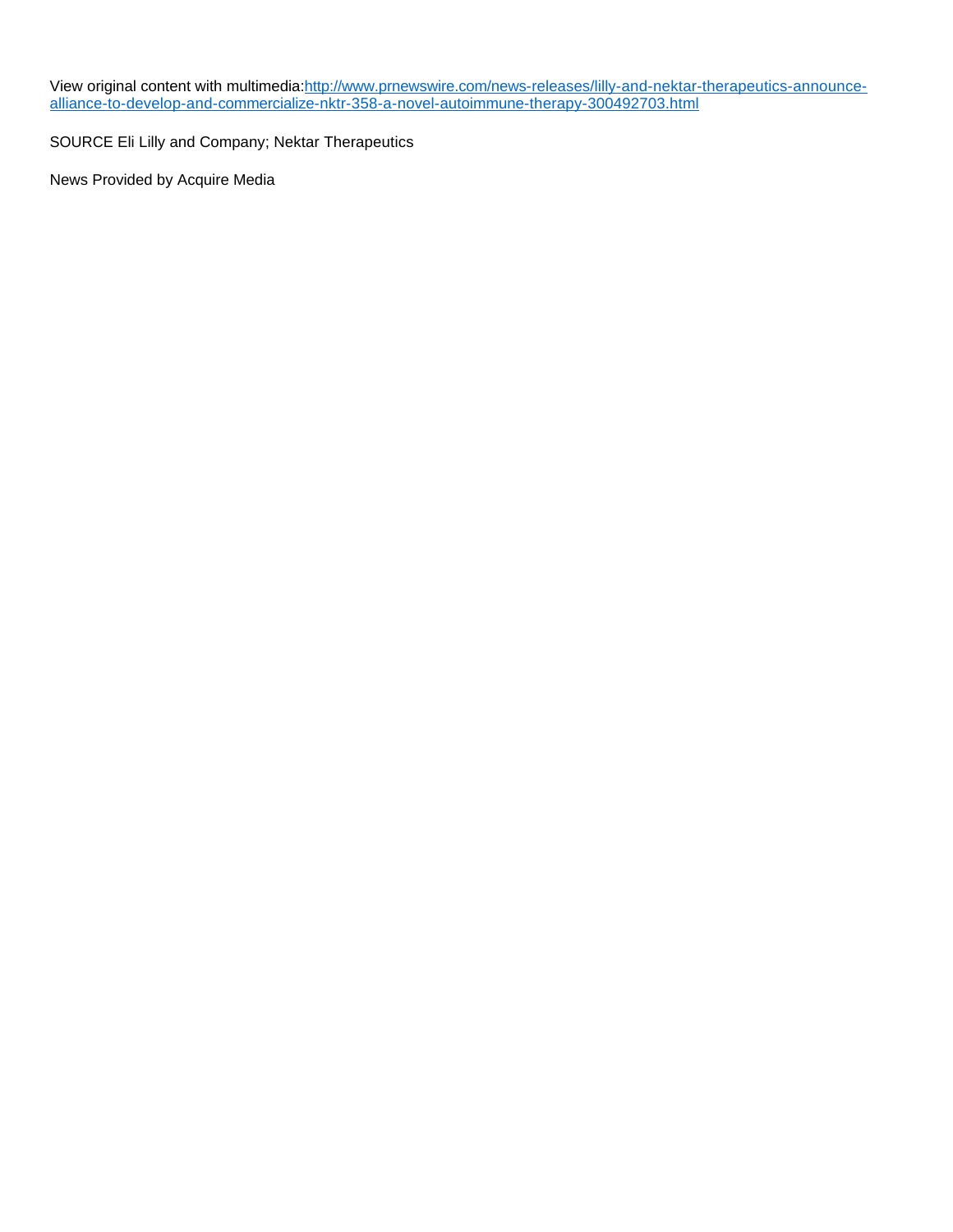View original content with multimedia:[http://www.prnewswire.com/news-releases/lilly-and-nektar-therapeutics-announce-alliance-to-develop-and-commercialize-nktr-358-a-novel-autoimmune-therapy-300492703.html](http://www.prnewswire.com/news-releases/lilly-and-nektar-therapeutics-announce-alliance-to-develop-and-commercialize-nktr-358-a-novel-autoimmune-therapy-300492703.html)

SOURCE Eli Lilly and Company; Nektar Therapeutics

News Provided by Acquire Media